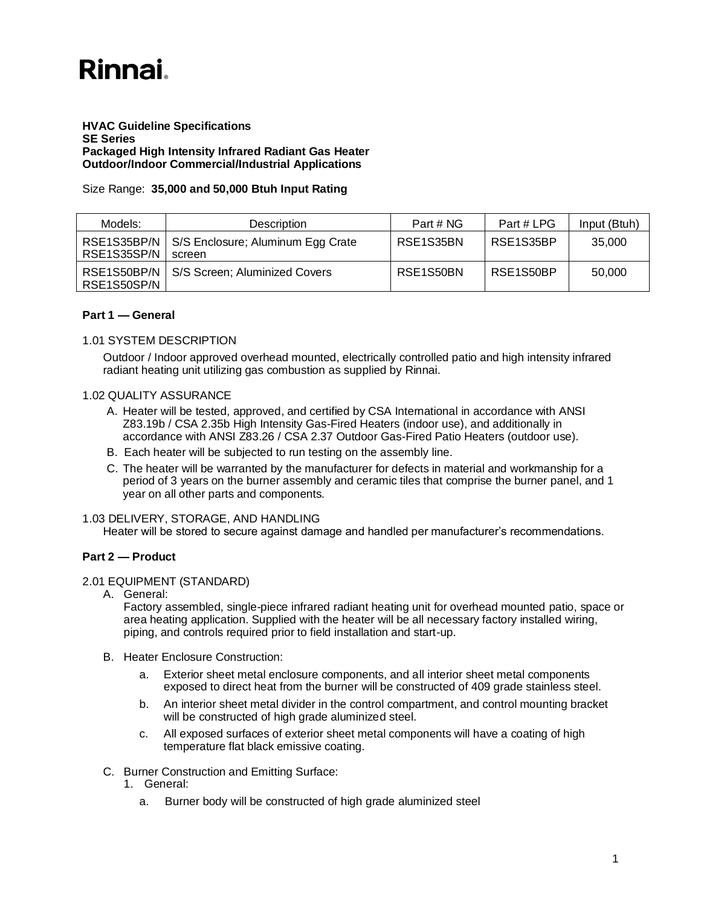Rinnai

**HVAC Guideline Specifications**
**SE Series**
**Packaged High Intensity Infrared Radiant Gas Heater**
**Outdoor/Indoor Commercial/Industrial Applications**

Size Range: **35,000 and 50,000 Btuh Input Rating**

| Models: | Description | Part # NG | Part # LPG | Input (Btuh) |
|---|---|---|---|---|
| RSE1S35BP/N RSE1S35SP/N | S/S Enclosure; Aluminum Egg Crate screen | RSE1S35BN | RSE1S35BP | 35,000 |
| RSE1S50BP/N RSE1S50SP/N | S/S Screen; Aluminized Covers | RSE1S50BN | RSE1S50BP | 50,000 |

## Part 1 — General

### 1.01 SYSTEM DESCRIPTION

Outdoor / Indoor approved overhead mounted, electrically controlled patio and high intensity infrared radiant heating unit utilizing gas combustion as supplied by Rinnai.

### 1.02 QUALITY ASSURANCE

A. Heater will be tested, approved, and certified by CSA International in accordance with ANSI Z83.19b / CSA 2.35b High Intensity Gas-Fired Heaters (indoor use), and additionally in accordance with ANSI Z83.26 / CSA 2.37 Outdoor Gas-Fired Patio Heaters (outdoor use).

B. Each heater will be subjected to run testing on the assembly line.

C. The heater will be warranted by the manufacturer for defects in material and workmanship for a period of 3 years on the burner assembly and ceramic tiles that comprise the burner panel, and 1 year on all other parts and components.

### 1.03 DELIVERY, STORAGE, AND HANDLING

Heater will be stored to secure against damage and handled per manufacturer's recommendations.

## Part 2 — Product

### 2.01 EQUIPMENT (STANDARD)

A. General:
Factory assembled, single-piece infrared radiant heating unit for overhead mounted patio, space or area heating application. Supplied with the heater will be all necessary factory installed wiring, piping, and controls required prior to field installation and start-up.

B. Heater Enclosure Construction:

a. Exterior sheet metal enclosure components, and all interior sheet metal components exposed to direct heat from the burner will be constructed of 409 grade stainless steel.

b. An interior sheet metal divider in the control compartment, and control mounting bracket will be constructed of high grade aluminized steel.

c. All exposed surfaces of exterior sheet metal components will have a coating of high temperature flat black emissive coating.

C. Burner Construction and Emitting Surface:

1. General:

a. Burner body will be constructed of high grade aluminized steel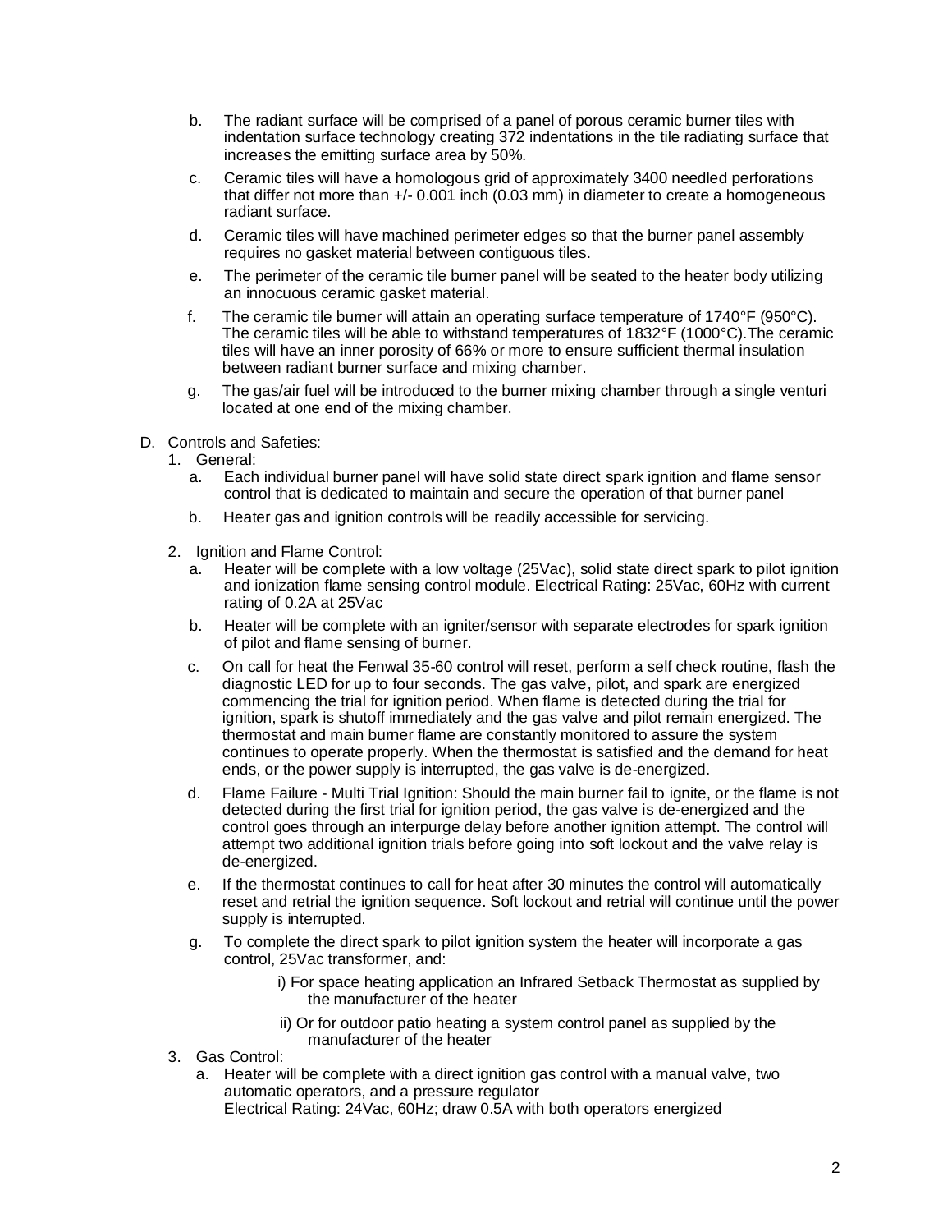b. The radiant surface will be comprised of a panel of porous ceramic burner tiles with indentation surface technology creating 372 indentations in the tile radiating surface that increases the emitting surface area by 50%.

c. Ceramic tiles will have a homologous grid of approximately 3400 needled perforations that differ not more than +/- 0.001 inch (0.03 mm) in diameter to create a homogeneous radiant surface.

d. Ceramic tiles will have machined perimeter edges so that the burner panel assembly requires no gasket material between contiguous tiles.

e. The perimeter of the ceramic tile burner panel will be seated to the heater body utilizing an innocuous ceramic gasket material.

f. The ceramic tile burner will attain an operating surface temperature of 1740°F (950°C). The ceramic tiles will be able to withstand temperatures of 1832°F (1000°C).The ceramic tiles will have an inner porosity of 66% or more to ensure sufficient thermal insulation between radiant burner surface and mixing chamber.

g. The gas/air fuel will be introduced to the burner mixing chamber through a single venturi located at one end of the mixing chamber.

D. Controls and Safeties:

1. General:

   a. Each individual burner panel will have solid state direct spark ignition and flame sensor control that is dedicated to maintain and secure the operation of that burner panel

   b. Heater gas and ignition controls will be readily accessible for servicing.

2. Ignition and Flame Control:

   a. Heater will be complete with a low voltage (25Vac), solid state direct spark to pilot ignition and ionization flame sensing control module. Electrical Rating: 25Vac, 60Hz with current rating of 0.2A at 25Vac

   b. Heater will be complete with an igniter/sensor with separate electrodes for spark ignition of pilot and flame sensing of burner.

   c. On call for heat the Fenwal 35-60 control will reset, perform a self check routine, flash the diagnostic LED for up to four seconds. The gas valve, pilot, and spark are energized commencing the trial for ignition period. When flame is detected during the trial for ignition, spark is shutoff immediately and the gas valve and pilot remain energized. The thermostat and main burner flame are constantly monitored to assure the system continues to operate properly. When the thermostat is satisfied and the demand for heat ends, or the power supply is interrupted, the gas valve is de-energized.

   d. Flame Failure - Multi Trial Ignition: Should the main burner fail to ignite, or the flame is not detected during the first trial for ignition period, the gas valve is de-energized and the control goes through an interpurge delay before another ignition attempt. The control will attempt two additional ignition trials before going into soft lockout and the valve relay is de-energized.

   e. If the thermostat continues to call for heat after 30 minutes the control will automatically reset and retrial the ignition sequence. Soft lockout and retrial will continue until the power supply is interrupted.

   g. To complete the direct spark to pilot ignition system the heater will incorporate a gas control, 25Vac transformer, and:

      i) For space heating application an Infrared Setback Thermostat as supplied by the manufacturer of the heater

      ii) Or for outdoor patio heating a system control panel as supplied by the manufacturer of the heater

3. Gas Control:

   a. Heater will be complete with a direct ignition gas control with a manual valve, two automatic operators, and a pressure regulator
   Electrical Rating: 24Vac, 60Hz; draw 0.5A with both operators energized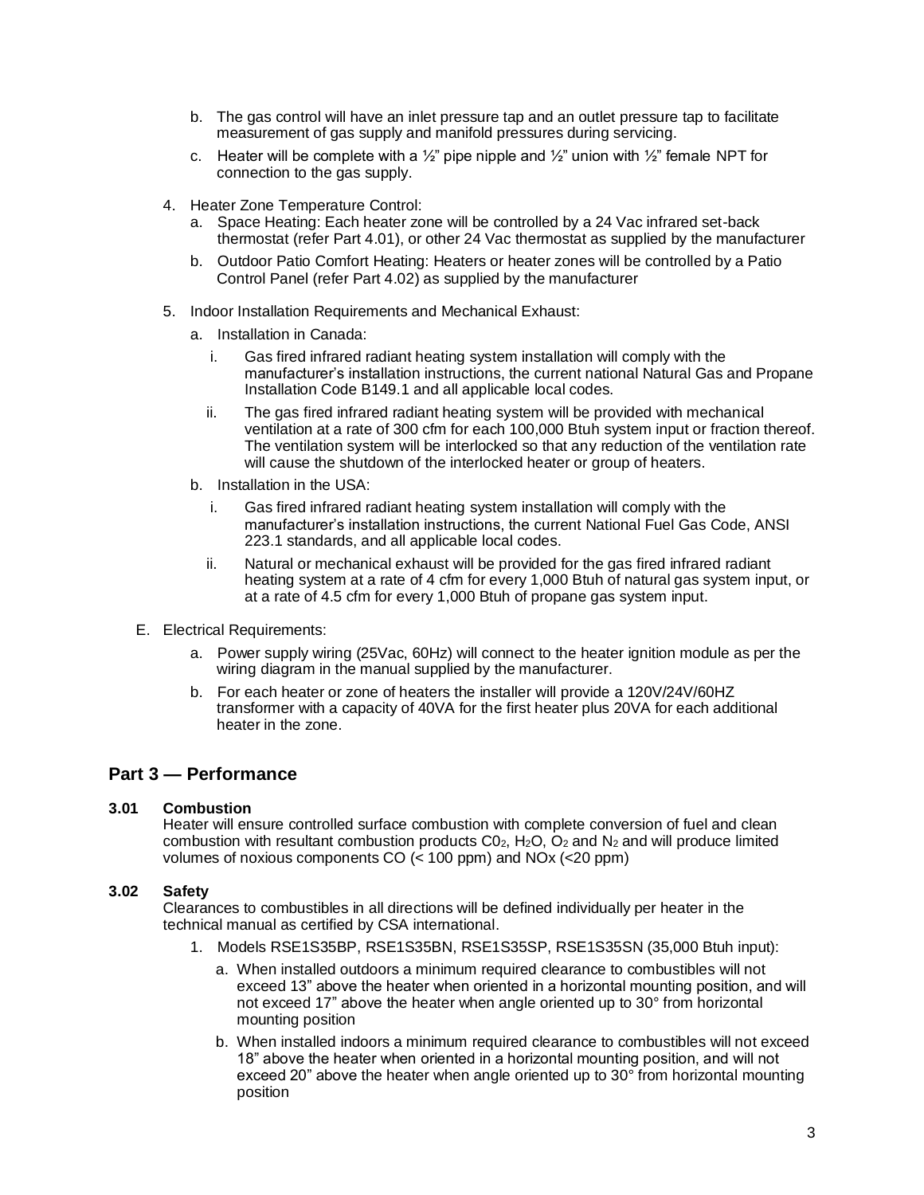b. The gas control will have an inlet pressure tap and an outlet pressure tap to facilitate measurement of gas supply and manifold pressures during servicing.

c. Heater will be complete with a ½" pipe nipple and ½" union with ½" female NPT for connection to the gas supply.

4. Heater Zone Temperature Control:
   a. Space Heating: Each heater zone will be controlled by a 24 Vac infrared set-back thermostat (refer Part 4.01), or other 24 Vac thermostat as supplied by the manufacturer
   b. Outdoor Patio Comfort Heating: Heaters or heater zones will be controlled by a Patio Control Panel (refer Part 4.02) as supplied by the manufacturer

5. Indoor Installation Requirements and Mechanical Exhaust:
   a. Installation in Canada:
      i. Gas fired infrared radiant heating system installation will comply with the manufacturer's installation instructions, the current national Natural Gas and Propane Installation Code B149.1 and all applicable local codes.
      ii. The gas fired infrared radiant heating system will be provided with mechanical ventilation at a rate of 300 cfm for each 100,000 Btuh system input or fraction thereof. The ventilation system will be interlocked so that any reduction of the ventilation rate will cause the shutdown of the interlocked heater or group of heaters.
   b. Installation in the USA:
      i. Gas fired infrared radiant heating system installation will comply with the manufacturer's installation instructions, the current National Fuel Gas Code, ANSI 223.1 standards, and all applicable local codes.
      ii. Natural or mechanical exhaust will be provided for the gas fired infrared radiant heating system at a rate of 4 cfm for every 1,000 Btuh of natural gas system input, or at a rate of 4.5 cfm for every 1,000 Btuh of propane gas system input.

E. Electrical Requirements:
   a. Power supply wiring (25Vac, 60Hz) will connect to the heater ignition module as per the wiring diagram in the manual supplied by the manufacturer.
   b. For each heater or zone of heaters the installer will provide a 120V/24V/60HZ transformer with a capacity of 40VA for the first heater plus 20VA for each additional heater in the zone.

## Part 3 — Performance

### 3.01 Combustion

Heater will ensure controlled surface combustion with complete conversion of fuel and clean combustion with resultant combustion products $C0_2$, $H_2O$, $O_2$ and $N_2$ and will produce limited volumes of noxious components CO (< 100 ppm) and NOx (<20 ppm)

### 3.02 Safety

Clearances to combustibles in all directions will be defined individually per heater in the technical manual as certified by CSA international.

1. Models RSE1S35BP, RSE1S35BN, RSE1S35SP, RSE1S35SN (35,000 Btuh input):
   a. When installed outdoors a minimum required clearance to combustibles will not exceed 13" above the heater when oriented in a horizontal mounting position, and will not exceed 17" above the heater when angle oriented up to 30° from horizontal mounting position
   b. When installed indoors a minimum required clearance to combustibles will not exceed 18" above the heater when oriented in a horizontal mounting position, and will not exceed 20" above the heater when angle oriented up to 30° from horizontal mounting position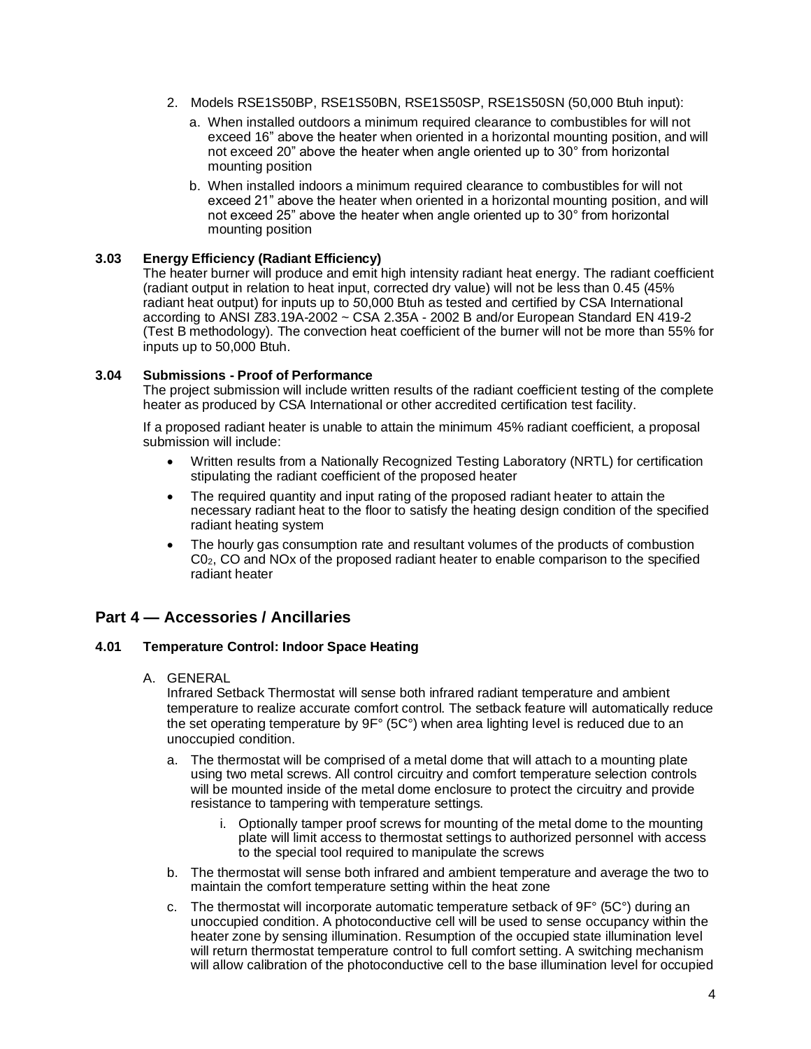2. Models RSE1S50BP, RSE1S50BN, RSE1S50SP, RSE1S50SN (50,000 Btuh input):
   a. When installed outdoors a minimum required clearance to combustibles for will not exceed 16" above the heater when oriented in a horizontal mounting position, and will not exceed 20" above the heater when angle oriented up to 30° from horizontal mounting position
   b. When installed indoors a minimum required clearance to combustibles for will not exceed 21" above the heater when oriented in a horizontal mounting position, and will not exceed 25" above the heater when angle oriented up to 30° from horizontal mounting position

**3.03 Energy Efficiency (Radiant Efficiency)**

The heater burner will produce and emit high intensity radiant heat energy. The radiant coefficient (radiant output in relation to heat input, corrected dry value) will not be less than 0.45 (45% radiant heat output) for inputs up to 50,000 Btuh as tested and certified by CSA International according to ANSI Z83.19A-2002 ~ CSA 2.35A - 2002 B and/or European Standard EN 419-2 (Test B methodology). The convection heat coefficient of the burner will not be more than 55% for inputs up to 50,000 Btuh.

**3.04 Submissions - Proof of Performance**

The project submission will include written results of the radiant coefficient testing of the complete heater as produced by CSA International or other accredited certification test facility.

If a proposed radiant heater is unable to attain the minimum 45% radiant coefficient, a proposal submission will include:

- Written results from a Nationally Recognized Testing Laboratory (NRTL) for certification stipulating the radiant coefficient of the proposed heater
- The required quantity and input rating of the proposed radiant heater to attain the necessary radiant heat to the floor to satisfy the heating design condition of the specified radiant heating system
- The hourly gas consumption rate and resultant volumes of the products of combustion $C0_2$, CO and NOx of the proposed radiant heater to enable comparison to the specified radiant heater

## Part 4 — Accessories / Ancillaries

**4.01 Temperature Control: Indoor Space Heating**

A. GENERAL

Infrared Setback Thermostat will sense both infrared radiant temperature and ambient temperature to realize accurate comfort control. The setback feature will automatically reduce the set operating temperature by 9F° (5C°) when area lighting level is reduced due to an unoccupied condition.

   a. The thermostat will be comprised of a metal dome that will attach to a mounting plate using two metal screws. All control circuitry and comfort temperature selection controls will be mounted inside of the metal dome enclosure to protect the circuitry and provide resistance to tampering with temperature settings.
      i. Optionally tamper proof screws for mounting of the metal dome to the mounting plate will limit access to thermostat settings to authorized personnel with access to the special tool required to manipulate the screws
   b. The thermostat will sense both infrared and ambient temperature and average the two to maintain the comfort temperature setting within the heat zone
   c. The thermostat will incorporate automatic temperature setback of 9F° (5C°) during an unoccupied condition. A photoconductive cell will be used to sense occupancy within the heater zone by sensing illumination. Resumption of the occupied state illumination level will return thermostat temperature control to full comfort setting. A switching mechanism will allow calibration of the photoconductive cell to the base illumination level for occupied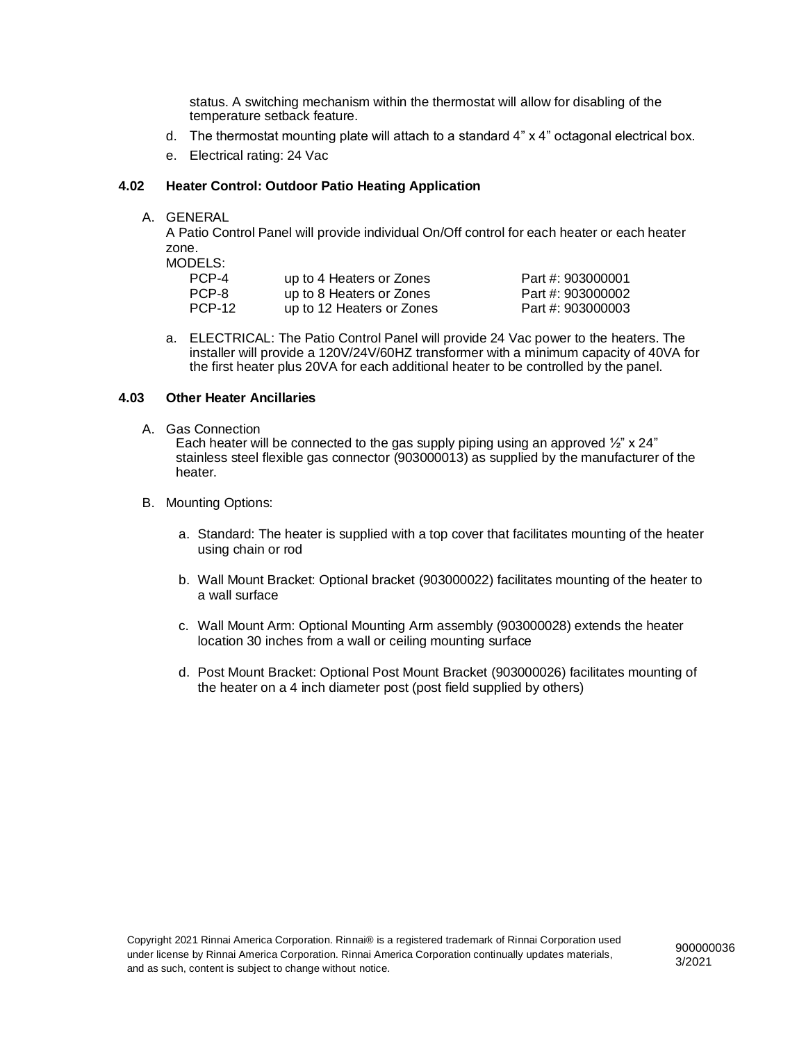status. A switching mechanism within the thermostat will allow for disabling of the temperature setback feature.

d. The thermostat mounting plate will attach to a standard 4" x 4" octagonal electrical box.

e. Electrical rating: 24 Vac

### 4.02 Heater Control: Outdoor Patio Heating Application

A. GENERAL

A Patio Control Panel will provide individual On/Off control for each heater or each heater zone.

MODELS:

| | | |
|---|---|---|
| PCP-4 | up to 4 Heaters or Zones | Part #: 903000001 |
| PCP-8 | up to 8 Heaters or Zones | Part #: 903000002 |
| PCP-12 | up to 12 Heaters or Zones | Part #: 903000003 |

a. ELECTRICAL: The Patio Control Panel will provide 24 Vac power to the heaters. The installer will provide a 120V/24V/60HZ transformer with a minimum capacity of 40VA for the first heater plus 20VA for each additional heater to be controlled by the panel.

### 4.03 Other Heater Ancillaries

A. Gas Connection

Each heater will be connected to the gas supply piping using an approved ½" x 24" stainless steel flexible gas connector (903000013) as supplied by the manufacturer of the heater.

B. Mounting Options:

a. Standard: The heater is supplied with a top cover that facilitates mounting of the heater using chain or rod

b. Wall Mount Bracket: Optional bracket (903000022) facilitates mounting of the heater to a wall surface

c. Wall Mount Arm: Optional Mounting Arm assembly (903000028) extends the heater location 30 inches from a wall or ceiling mounting surface

d. Post Mount Bracket: Optional Post Mount Bracket (903000026) facilitates mounting of the heater on a 4 inch diameter post (post field supplied by others)